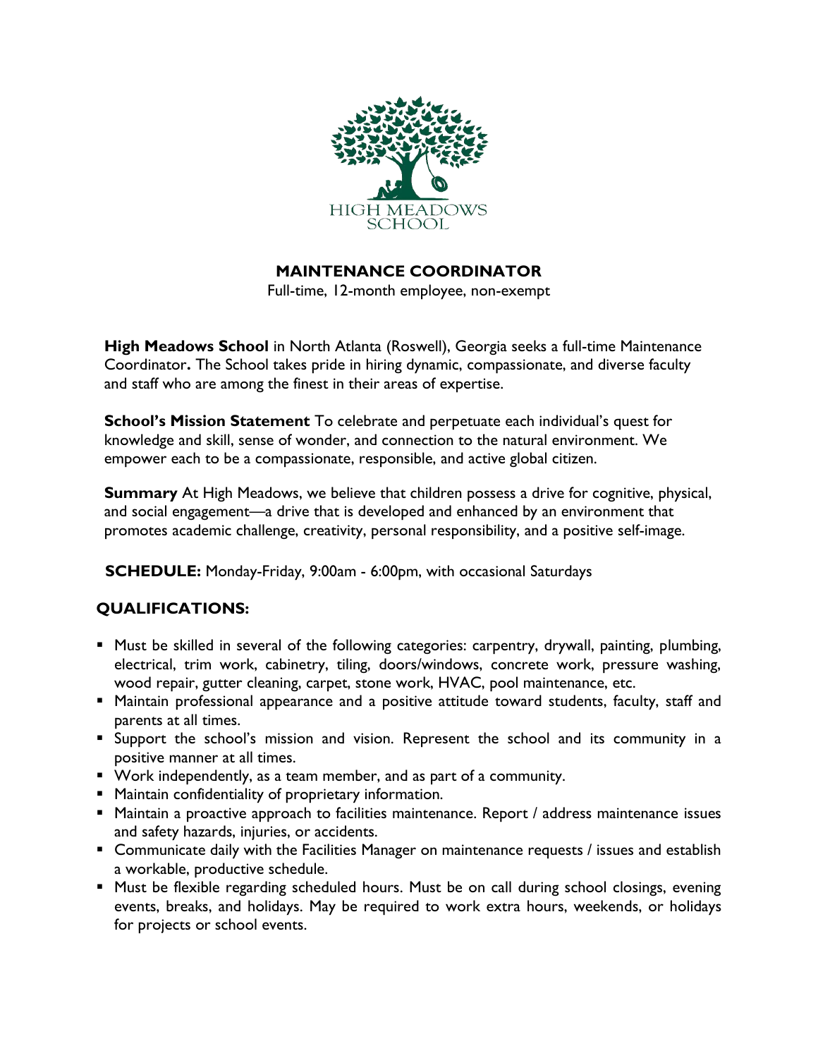HIGH MEADOWS SCHOOL

# MAINTENANCE COORDINATOR

Full-time, 12-month employee, non-exempt

**High Meadows School** in North Atlanta (Roswell), Georgia seeks a full-time Maintenance Coordinator**.** The School takes pride in hiring dynamic, compassionate, and diverse faculty and staff who are among the finest in their areas of expertise.

**School's Mission Statement** To celebrate and perpetuate each individual's quest for knowledge and skill, sense of wonder, and connection to the natural environment. We empower each to be a compassionate, responsible, and active global citizen.

**Summary** At High Meadows, we believe that children possess a drive for cognitive, physical, and social engagement—a drive that is developed and enhanced by an environment that promotes academic challenge, creativity, personal responsibility, and a positive self-image.

**SCHEDULE:** Monday-Friday, 9:00am - 6:00pm, with occasional Saturdays

## QUALIFICATIONS:

- Must be skilled in several of the following categories: carpentry, drywall, painting, plumbing, electrical, trim work, cabinetry, tiling, doors/windows, concrete work, pressure washing, wood repair, gutter cleaning, carpet, stone work, HVAC, pool maintenance, etc.
- Maintain professional appearance and a positive attitude toward students, faculty, staff and parents at all times.
- Support the school's mission and vision. Represent the school and its community in a positive manner at all times.
- Work independently, as a team member, and as part of a community.
- Maintain confidentiality of proprietary information.
- Maintain a proactive approach to facilities maintenance. Report / address maintenance issues and safety hazards, injuries, or accidents.
- Communicate daily with the Facilities Manager on maintenance requests / issues and establish a workable, productive schedule.
- Must be flexible regarding scheduled hours. Must be on call during school closings, evening events, breaks, and holidays. May be required to work extra hours, weekends, or holidays for projects or school events.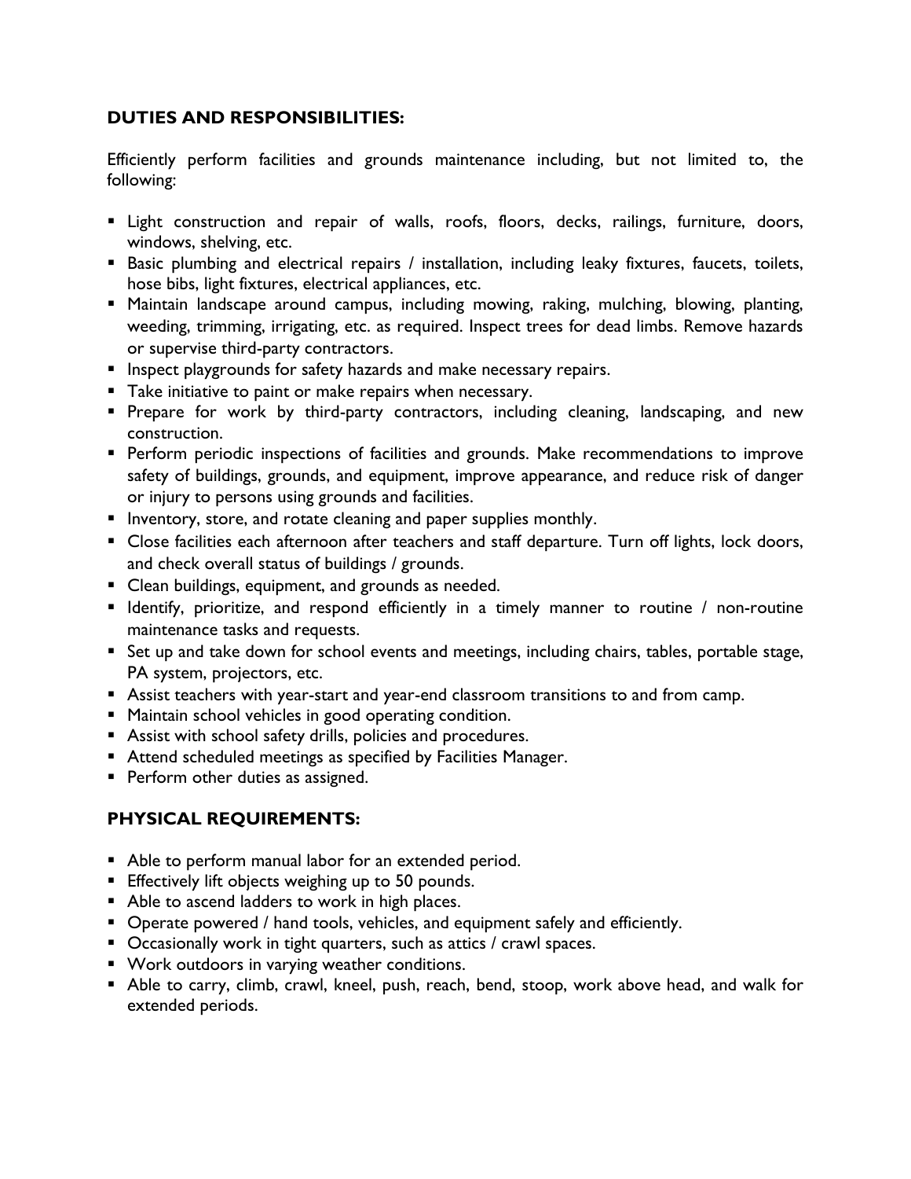## DUTIES AND RESPONSIBILITIES:

Efficiently perform facilities and grounds maintenance including, but not limited to, the following:

- Light construction and repair of walls, roofs, floors, decks, railings, furniture, doors, windows, shelving, etc.
- Basic plumbing and electrical repairs / installation, including leaky fixtures, faucets, toilets, hose bibs, light fixtures, electrical appliances, etc.
- Maintain landscape around campus, including mowing, raking, mulching, blowing, planting, weeding, trimming, irrigating, etc. as required. Inspect trees for dead limbs. Remove hazards or supervise third-party contractors.
- Inspect playgrounds for safety hazards and make necessary repairs.
- Take initiative to paint or make repairs when necessary.
- Prepare for work by third-party contractors, including cleaning, landscaping, and new construction.
- Perform periodic inspections of facilities and grounds. Make recommendations to improve safety of buildings, grounds, and equipment, improve appearance, and reduce risk of danger or injury to persons using grounds and facilities.
- Inventory, store, and rotate cleaning and paper supplies monthly.
- Close facilities each afternoon after teachers and staff departure. Turn off lights, lock doors, and check overall status of buildings / grounds.
- Clean buildings, equipment, and grounds as needed.
- Identify, prioritize, and respond efficiently in a timely manner to routine / non-routine maintenance tasks and requests.
- Set up and take down for school events and meetings, including chairs, tables, portable stage, PA system, projectors, etc.
- Assist teachers with year-start and year-end classroom transitions to and from camp.
- Maintain school vehicles in good operating condition.
- Assist with school safety drills, policies and procedures.
- Attend scheduled meetings as specified by Facilities Manager.
- Perform other duties as assigned.

## PHYSICAL REQUIREMENTS:

- Able to perform manual labor for an extended period.
- Effectively lift objects weighing up to 50 pounds.
- Able to ascend ladders to work in high places.
- Operate powered / hand tools, vehicles, and equipment safely and efficiently.
- Occasionally work in tight quarters, such as attics / crawl spaces.
- Work outdoors in varying weather conditions.
- Able to carry, climb, crawl, kneel, push, reach, bend, stoop, work above head, and walk for extended periods.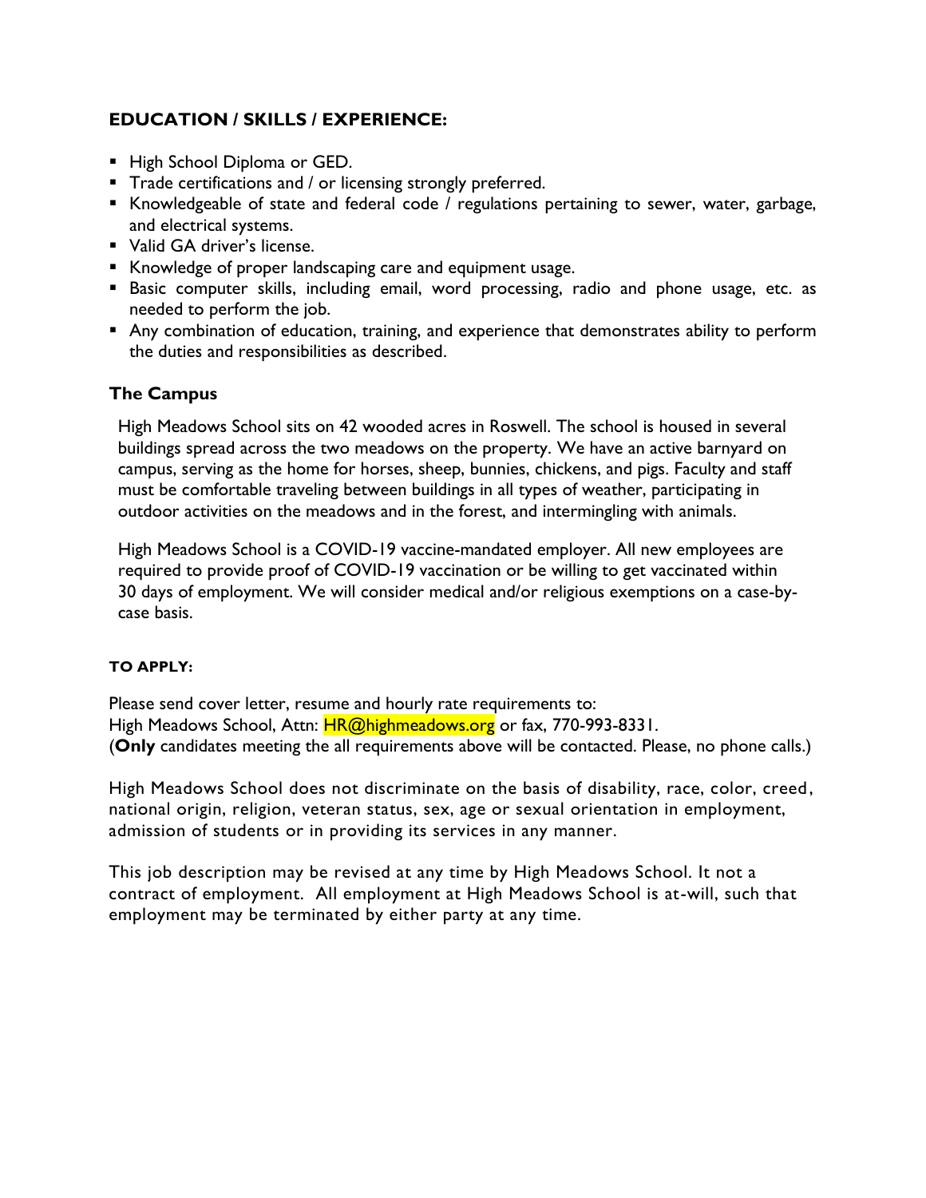## EDUCATION / SKILLS / EXPERIENCE:

- High School Diploma or GED.
- Trade certifications and / or licensing strongly preferred.
- Knowledgeable of state and federal code / regulations pertaining to sewer, water, garbage, and electrical systems.
- Valid GA driver's license.
- Knowledge of proper landscaping care and equipment usage.
- Basic computer skills, including email, word processing, radio and phone usage, etc. as needed to perform the job.
- Any combination of education, training, and experience that demonstrates ability to perform the duties and responsibilities as described.

### The Campus

High Meadows School sits on 42 wooded acres in Roswell. The school is housed in several buildings spread across the two meadows on the property. We have an active barnyard on campus, serving as the home for horses, sheep, bunnies, chickens, and pigs. Faculty and staff must be comfortable traveling between buildings in all types of weather, participating in outdoor activities on the meadows and in the forest, and intermingling with animals.

High Meadows School is a COVID-19 vaccine-mandated employer. All new employees are required to provide proof of COVID-19 vaccination or be willing to get vaccinated within 30 days of employment. We will consider medical and/or religious exemptions on a case-by-case basis.

#### TO APPLY:

Please send cover letter, resume and hourly rate requirements to:
High Meadows School, Attn: HR@highmeadows.org or fax, 770-993-8331.
(**Only** candidates meeting the all requirements above will be contacted. Please, no phone calls.)

High Meadows School does not discriminate on the basis of disability, race, color, creed, national origin, religion, veteran status, sex, age or sexual orientation in employment, admission of students or in providing its services in any manner.

This job description may be revised at any time by High Meadows School. It not a contract of employment. All employment at High Meadows School is at-will, such that employment may be terminated by either party at any time.